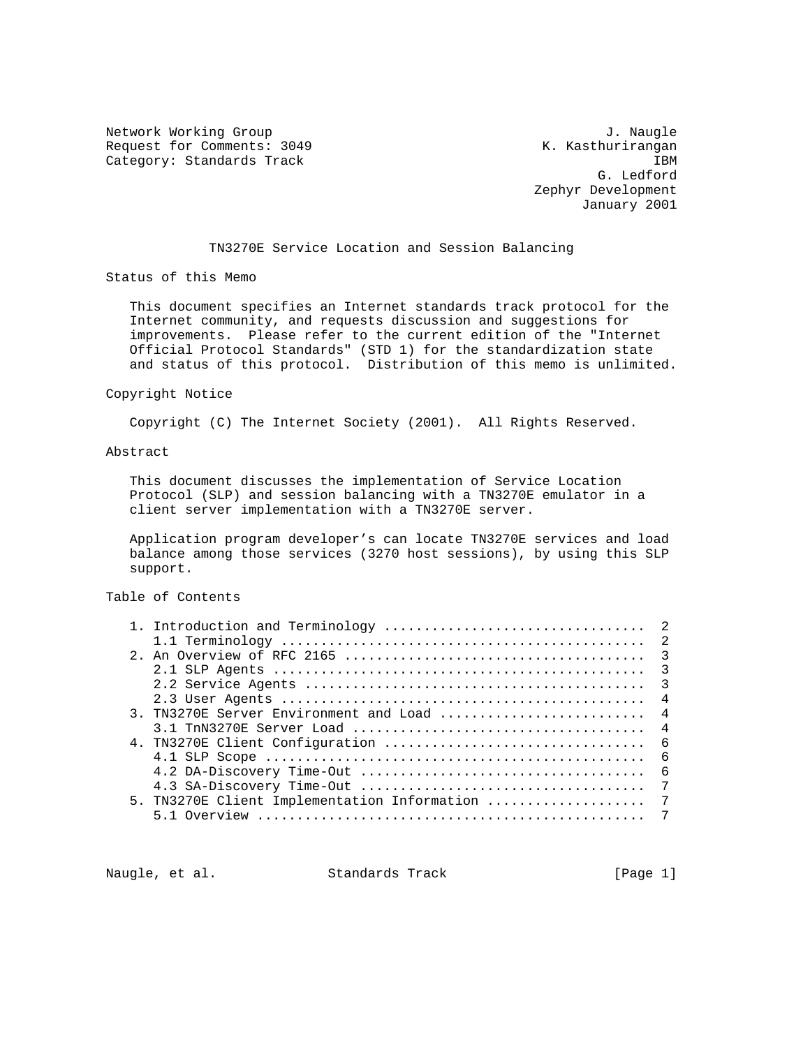Network Working Group J. Naugle
Request for Comments: 3049 K. Kasthurirangan
Category: Standards Track IBM
G. Ledford
Zephyr Development
January 2001

# TN3270E Service Location and Session Balancing

## Status of this Memo

This document specifies an Internet standards track protocol for the Internet community, and requests discussion and suggestions for improvements. Please refer to the current edition of the "Internet Official Protocol Standards" (STD 1) for the standardization state and status of this protocol. Distribution of this memo is unlimited.

## Copyright Notice

Copyright (C) The Internet Society (2001). All Rights Reserved.

## Abstract

This document discusses the implementation of Service Location Protocol (SLP) and session balancing with a TN3270E emulator in a client server implementation with a TN3270E server.

Application program developer’s can locate TN3270E services and load balance among those services (3270 host sessions), by using this SLP support.

## Table of Contents

```
1. Introduction and Terminology ................................  2
   1.1 Terminology .............................................  2
2. An Overview of RFC 2165 .....................................  3
   2.1 SLP Agents ..............................................  3
   2.2 Service Agents ..........................................  3
   2.3 User Agents .............................................  4
3. TN3270E Server Environment and Load .........................  4
   3.1 TnN3270E Server Load ....................................  4
4. TN3270E Client Configuration ................................  6
   4.1 SLP Scope ...............................................  6
   4.2 DA-Discovery Time-Out ...................................  6
   4.3 SA-Discovery Time-Out ...................................  7
5. TN3270E Client Implementation Information ...................  7
   5.1 Overview ................................................  7
```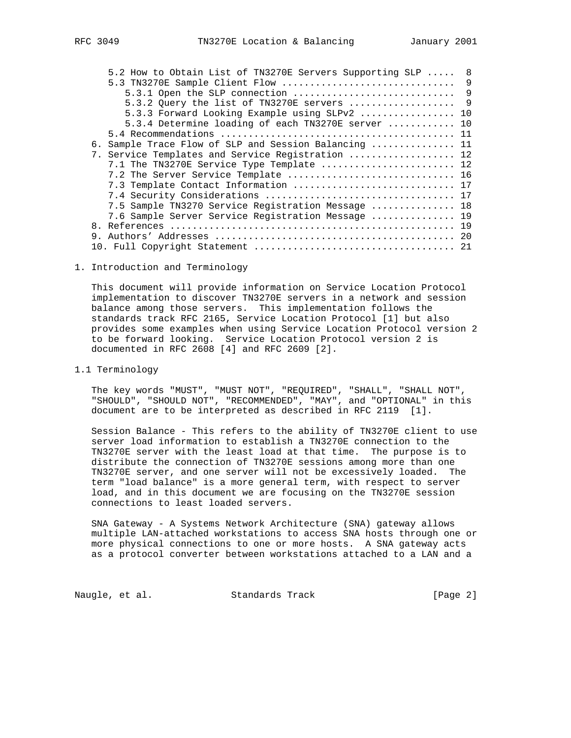5.2 How to Obtain List of TN3270E Servers Supporting SLP ..... 8
5.3 TN3270E Sample Client Flow .............................. 9
5.3.1 Open the SLP connection ............................ 9
5.3.2 Query the list of TN3270E servers .................. 9
5.3.3 Forward Looking Example using SLPv2 ................ 10
5.3.4 Determine loading of each TN3270E server ........... 10
5.4 Recommendations ......................................... 11
6. Sample Trace Flow of SLP and Session Balancing .............. 11
7. Service Templates and Service Registration .................. 12
7.1 The TN3270E Service Type Template ....................... 12
7.2 The Server Service Template ............................. 16
7.3 Template Contact Information ............................ 17
7.4 Security Considerations ................................. 17
7.5 Sample TN3270 Service Registration Message .............. 18
7.6 Sample Server Service Registration Message .............. 19
8. References .................................................. 19
9. Authors' Addresses .......................................... 20
10. Full Copyright Statement ................................... 21

# 1. Introduction and Terminology

This document will provide information on Service Location Protocol implementation to discover TN3270E servers in a network and session balance among those servers. This implementation follows the standards track RFC 2165, Service Location Protocol [1] but also provides some examples when using Service Location Protocol version 2 to be forward looking. Service Location Protocol version 2 is documented in RFC 2608 [4] and RFC 2609 [2].

## 1.1 Terminology

The key words "MUST", "MUST NOT", "REQUIRED", "SHALL", "SHALL NOT", "SHOULD", "SHOULD NOT", "RECOMMENDED", "MAY", and "OPTIONAL" in this document are to be interpreted as described in RFC 2119 [1].

Session Balance - This refers to the ability of TN3270E client to use server load information to establish a TN3270E connection to the TN3270E server with the least load at that time. The purpose is to distribute the connection of TN3270E sessions among more than one TN3270E server, and one server will not be excessively loaded. The term "load balance" is a more general term, with respect to server load, and in this document we are focusing on the TN3270E session connections to least loaded servers.

SNA Gateway - A Systems Network Architecture (SNA) gateway allows multiple LAN-attached workstations to access SNA hosts through one or more physical connections to one or more hosts. A SNA gateway acts as a protocol converter between workstations attached to a LAN and a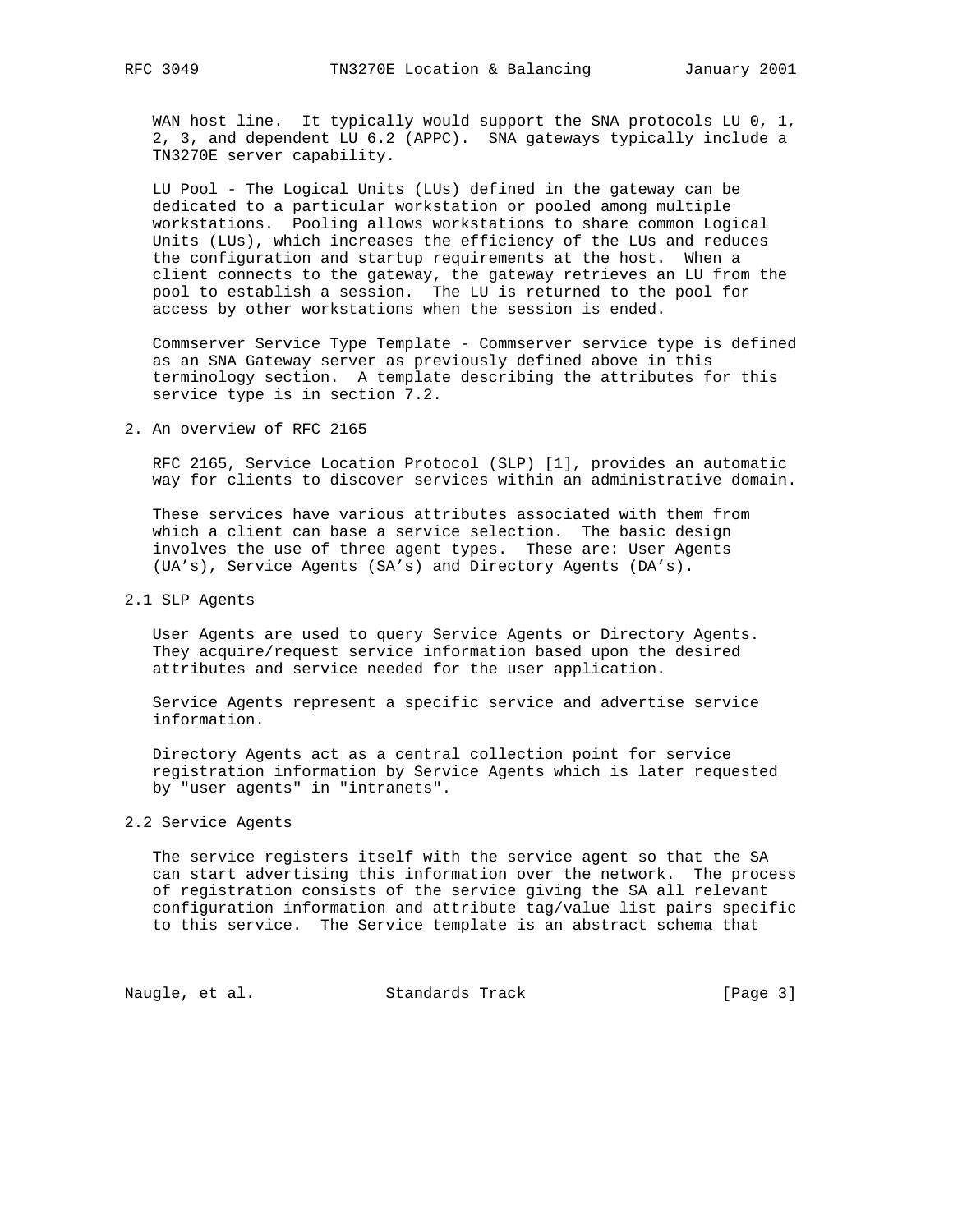WAN host line. It typically would support the SNA protocols LU 0, 1, 2, 3, and dependent LU 6.2 (APPC). SNA gateways typically include a TN3270E server capability.

LU Pool - The Logical Units (LUs) defined in the gateway can be dedicated to a particular workstation or pooled among multiple workstations. Pooling allows workstations to share common Logical Units (LUs), which increases the efficiency of the LUs and reduces the configuration and startup requirements at the host. When a client connects to the gateway, the gateway retrieves an LU from the pool to establish a session. The LU is returned to the pool for access by other workstations when the session is ended.

Commserver Service Type Template - Commserver service type is defined as an SNA Gateway server as previously defined above in this terminology section. A template describing the attributes for this service type is in section 7.2.

## 2. An overview of RFC 2165

RFC 2165, Service Location Protocol (SLP) [1], provides an automatic way for clients to discover services within an administrative domain.

These services have various attributes associated with them from which a client can base a service selection. The basic design involves the use of three agent types. These are: User Agents (UA's), Service Agents (SA's) and Directory Agents (DA's).

### 2.1 SLP Agents

User Agents are used to query Service Agents or Directory Agents. They acquire/request service information based upon the desired attributes and service needed for the user application.

Service Agents represent a specific service and advertise service information.

Directory Agents act as a central collection point for service registration information by Service Agents which is later requested by "user agents" in "intranets".

### 2.2 Service Agents

The service registers itself with the service agent so that the SA can start advertising this information over the network. The process of registration consists of the service giving the SA all relevant configuration information and attribute tag/value list pairs specific to this service. The Service template is an abstract schema that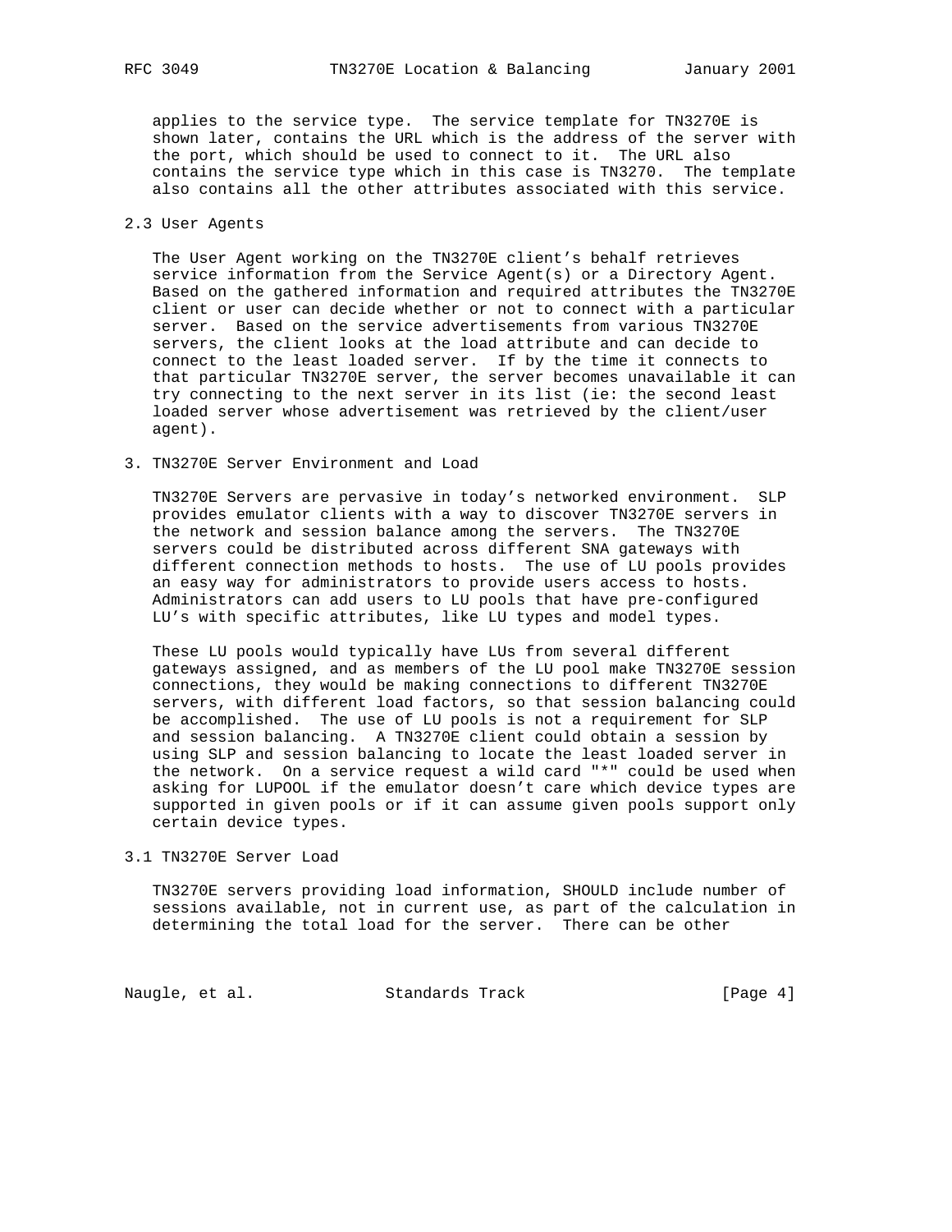applies to the service type. The service template for TN3270E is shown later, contains the URL which is the address of the server with the port, which should be used to connect to it. The URL also contains the service type which in this case is TN3270. The template also contains all the other attributes associated with this service.

## 2.3 User Agents

The User Agent working on the TN3270E client's behalf retrieves service information from the Service Agent(s) or a Directory Agent. Based on the gathered information and required attributes the TN3270E client or user can decide whether or not to connect with a particular server. Based on the service advertisements from various TN3270E servers, the client looks at the load attribute and can decide to connect to the least loaded server. If by the time it connects to that particular TN3270E server, the server becomes unavailable it can try connecting to the next server in its list (ie: the second least loaded server whose advertisement was retrieved by the client/user agent).

# 3. TN3270E Server Environment and Load

TN3270E Servers are pervasive in today's networked environment. SLP provides emulator clients with a way to discover TN3270E servers in the network and session balance among the servers. The TN3270E servers could be distributed across different SNA gateways with different connection methods to hosts. The use of LU pools provides an easy way for administrators to provide users access to hosts. Administrators can add users to LU pools that have pre-configured LU's with specific attributes, like LU types and model types.

These LU pools would typically have LUs from several different gateways assigned, and as members of the LU pool make TN3270E session connections, they would be making connections to different TN3270E servers, with different load factors, so that session balancing could be accomplished. The use of LU pools is not a requirement for SLP and session balancing. A TN3270E client could obtain a session by using SLP and session balancing to locate the least loaded server in the network. On a service request a wild card "*" could be used when asking for LUPOOL if the emulator doesn't care which device types are supported in given pools or if it can assume given pools support only certain device types.

## 3.1 TN3270E Server Load

TN3270E servers providing load information, SHOULD include number of sessions available, not in current use, as part of the calculation in determining the total load for the server. There can be other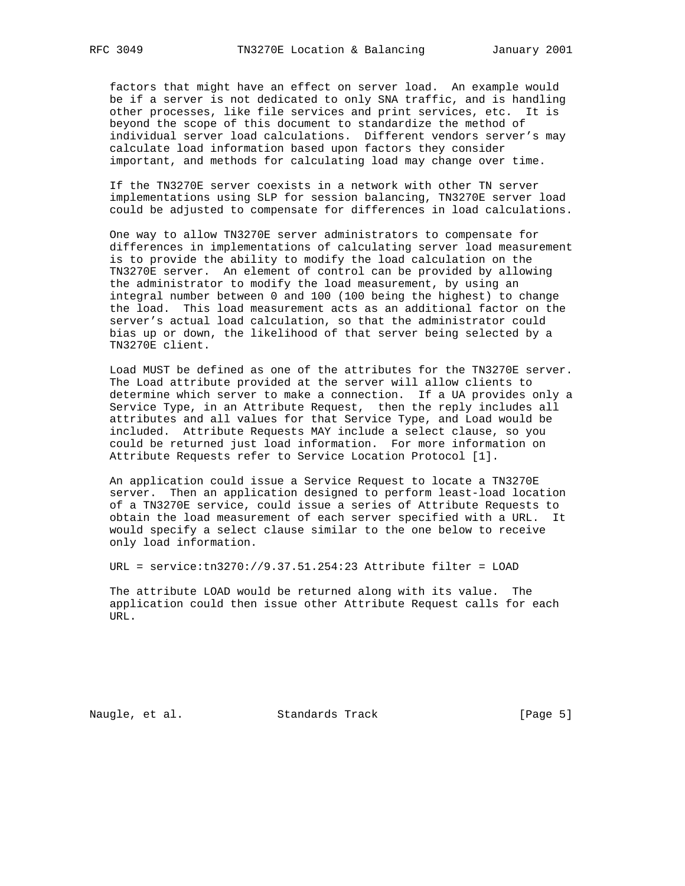factors that might have an effect on server load. An example would be if a server is not dedicated to only SNA traffic, and is handling other processes, like file services and print services, etc. It is beyond the scope of this document to standardize the method of individual server load calculations. Different vendors server's may calculate load information based upon factors they consider important, and methods for calculating load may change over time.

If the TN3270E server coexists in a network with other TN server implementations using SLP for session balancing, TN3270E server load could be adjusted to compensate for differences in load calculations.

One way to allow TN3270E server administrators to compensate for differences in implementations of calculating server load measurement is to provide the ability to modify the load calculation on the TN3270E server. An element of control can be provided by allowing the administrator to modify the load measurement, by using an integral number between 0 and 100 (100 being the highest) to change the load. This load measurement acts as an additional factor on the server's actual load calculation, so that the administrator could bias up or down, the likelihood of that server being selected by a TN3270E client.

Load MUST be defined as one of the attributes for the TN3270E server. The Load attribute provided at the server will allow clients to determine which server to make a connection. If a UA provides only a Service Type, in an Attribute Request, then the reply includes all attributes and all values for that Service Type, and Load would be included. Attribute Requests MAY include a select clause, so you could be returned just load information. For more information on Attribute Requests refer to Service Location Protocol [1].

An application could issue a Service Request to locate a TN3270E server. Then an application designed to perform least-load location of a TN3270E service, could issue a series of Attribute Requests to obtain the load measurement of each server specified with a URL. It would specify a select clause similar to the one below to receive only load information.

```
URL = service:tn3270://9.37.51.254:23 Attribute filter = LOAD
```

The attribute LOAD would be returned along with its value. The application could then issue other Attribute Request calls for each URL.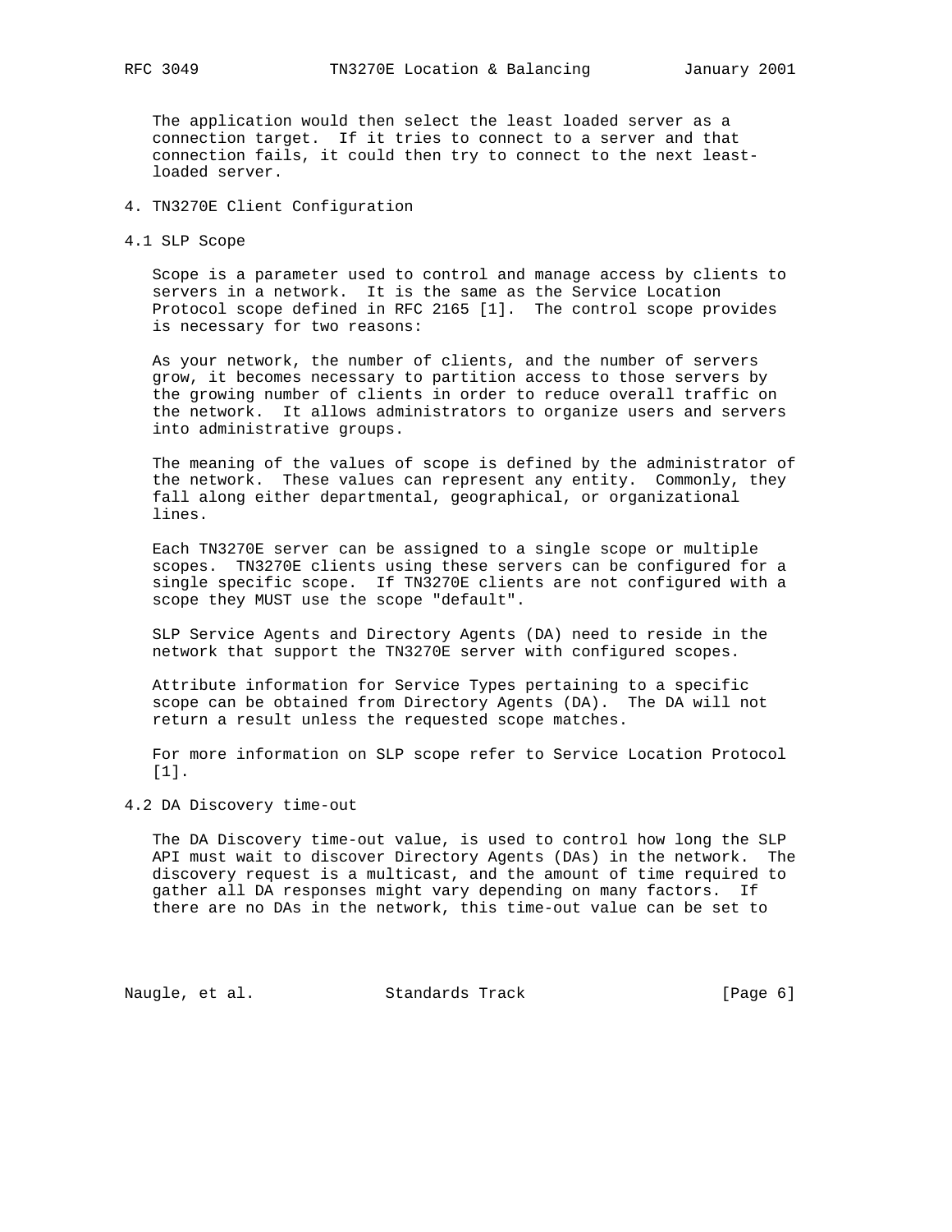The application would then select the least loaded server as a connection target. If it tries to connect to a server and that connection fails, it could then try to connect to the next least-loaded server.

## 4. TN3270E Client Configuration

### 4.1 SLP Scope

Scope is a parameter used to control and manage access by clients to servers in a network. It is the same as the Service Location Protocol scope defined in RFC 2165 [1]. The control scope provides is necessary for two reasons:

As your network, the number of clients, and the number of servers grow, it becomes necessary to partition access to those servers by the growing number of clients in order to reduce overall traffic on the network. It allows administrators to organize users and servers into administrative groups.

The meaning of the values of scope is defined by the administrator of the network. These values can represent any entity. Commonly, they fall along either departmental, geographical, or organizational lines.

Each TN3270E server can be assigned to a single scope or multiple scopes. TN3270E clients using these servers can be configured for a single specific scope. If TN3270E clients are not configured with a scope they MUST use the scope "default".

SLP Service Agents and Directory Agents (DA) need to reside in the network that support the TN3270E server with configured scopes.

Attribute information for Service Types pertaining to a specific scope can be obtained from Directory Agents (DA). The DA will not return a result unless the requested scope matches.

For more information on SLP scope refer to Service Location Protocol [1].

### 4.2 DA Discovery time-out

The DA Discovery time-out value, is used to control how long the SLP API must wait to discover Directory Agents (DAs) in the network. The discovery request is a multicast, and the amount of time required to gather all DA responses might vary depending on many factors. If there are no DAs in the network, this time-out value can be set to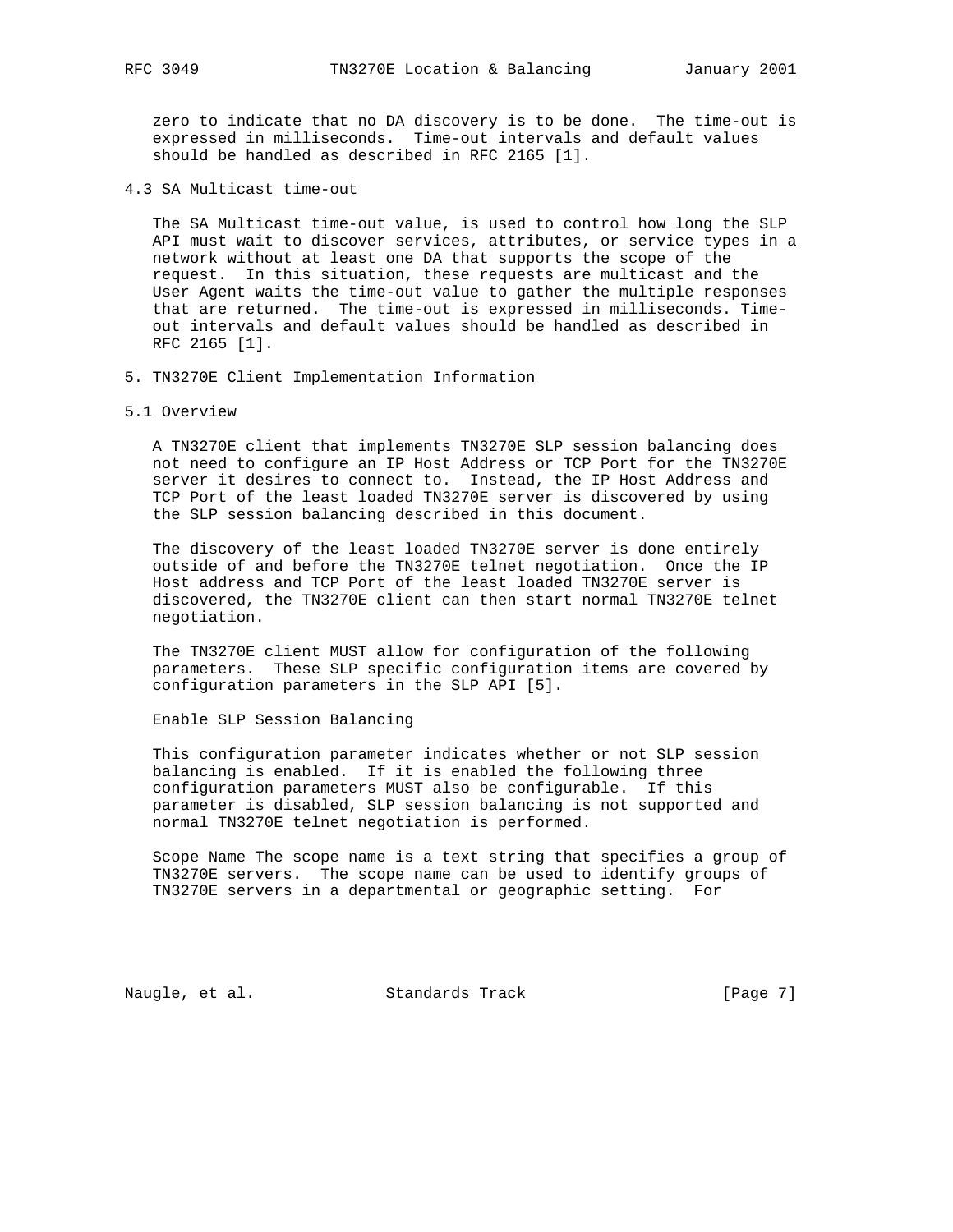zero to indicate that no DA discovery is to be done. The time-out is expressed in milliseconds. Time-out intervals and default values should be handled as described in RFC 2165 [1].

### 4.3 SA Multicast time-out

The SA Multicast time-out value, is used to control how long the SLP API must wait to discover services, attributes, or service types in a network without at least one DA that supports the scope of the request. In this situation, these requests are multicast and the User Agent waits the time-out value to gather the multiple responses that are returned. The time-out is expressed in milliseconds. Time-out intervals and default values should be handled as described in RFC 2165 [1].

## 5. TN3270E Client Implementation Information

### 5.1 Overview

A TN3270E client that implements TN3270E SLP session balancing does not need to configure an IP Host Address or TCP Port for the TN3270E server it desires to connect to. Instead, the IP Host Address and TCP Port of the least loaded TN3270E server is discovered by using the SLP session balancing described in this document.

The discovery of the least loaded TN3270E server is done entirely outside of and before the TN3270E telnet negotiation. Once the IP Host address and TCP Port of the least loaded TN3270E server is discovered, the TN3270E client can then start normal TN3270E telnet negotiation.

The TN3270E client MUST allow for configuration of the following parameters. These SLP specific configuration items are covered by configuration parameters in the SLP API [5].

Enable SLP Session Balancing

This configuration parameter indicates whether or not SLP session balancing is enabled. If it is enabled the following three configuration parameters MUST also be configurable. If this parameter is disabled, SLP session balancing is not supported and normal TN3270E telnet negotiation is performed.

Scope Name The scope name is a text string that specifies a group of TN3270E servers. The scope name can be used to identify groups of TN3270E servers in a departmental or geographic setting. For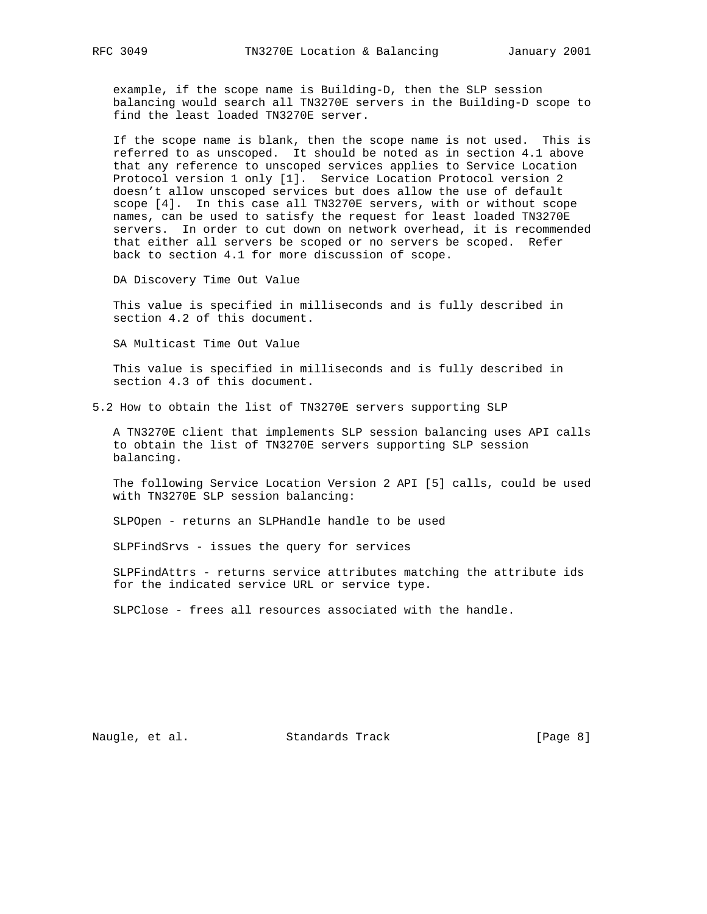example, if the scope name is Building-D, then the SLP session balancing would search all TN3270E servers in the Building-D scope to find the least loaded TN3270E server.

If the scope name is blank, then the scope name is not used. This is referred to as unscoped. It should be noted as in section 4.1 above that any reference to unscoped services applies to Service Location Protocol version 1 only [1]. Service Location Protocol version 2 doesn't allow unscoped services but does allow the use of default scope [4]. In this case all TN3270E servers, with or without scope names, can be used to satisfy the request for least loaded TN3270E servers. In order to cut down on network overhead, it is recommended that either all servers be scoped or no servers be scoped. Refer back to section 4.1 for more discussion of scope.

DA Discovery Time Out Value

This value is specified in milliseconds and is fully described in section 4.2 of this document.

SA Multicast Time Out Value

This value is specified in milliseconds and is fully described in section 4.3 of this document.

## 5.2 How to obtain the list of TN3270E servers supporting SLP

A TN3270E client that implements SLP session balancing uses API calls to obtain the list of TN3270E servers supporting SLP session balancing.

The following Service Location Version 2 API [5] calls, could be used with TN3270E SLP session balancing:

SLPOpen - returns an SLPHandle handle to be used

SLPFindSrvs - issues the query for services

SLPFindAttrs - returns service attributes matching the attribute ids for the indicated service URL or service type.

SLPClose - frees all resources associated with the handle.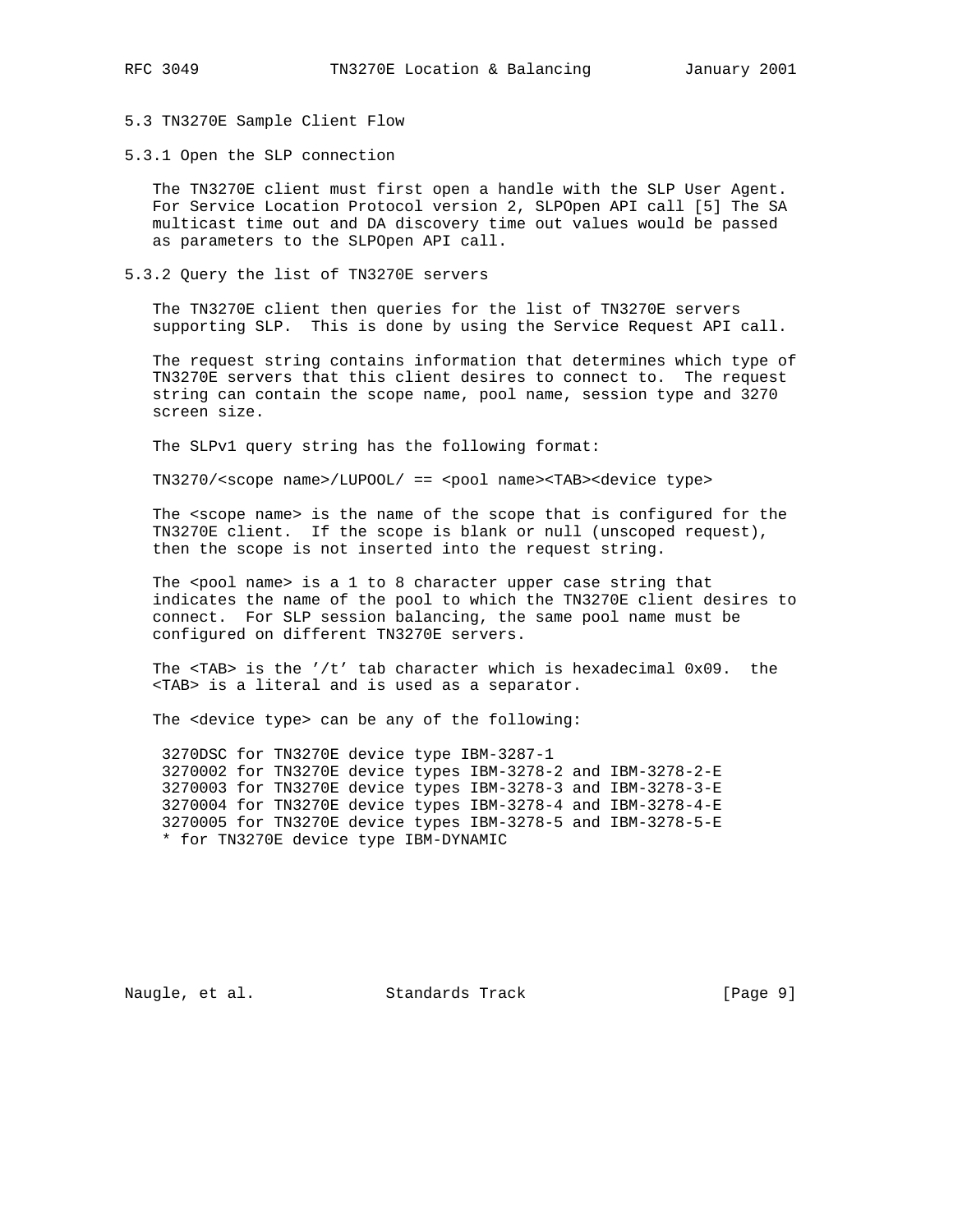### 5.3 TN3270E Sample Client Flow

#### 5.3.1 Open the SLP connection

The TN3270E client must first open a handle with the SLP User Agent. For Service Location Protocol version 2, SLPOpen API call [5] The SA multicast time out and DA discovery time out values would be passed as parameters to the SLPOpen API call.

#### 5.3.2 Query the list of TN3270E servers

The TN3270E client then queries for the list of TN3270E servers supporting SLP. This is done by using the Service Request API call.

The request string contains information that determines which type of TN3270E servers that this client desires to connect to. The request string can contain the scope name, pool name, session type and 3270 screen size.

The SLPv1 query string has the following format:

```
TN3270/<scope name>/LUPOOL/ == <pool name><TAB><device type>
```

The <scope name> is the name of the scope that is configured for the TN3270E client. If the scope is blank or null (unscoped request), then the scope is not inserted into the request string.

The <pool name> is a 1 to 8 character upper case string that indicates the name of the pool to which the TN3270E client desires to connect. For SLP session balancing, the same pool name must be configured on different TN3270E servers.

The <TAB> is the '/t' tab character which is hexadecimal 0x09. the <TAB> is a literal and is used as a separator.

The <device type> can be any of the following:

```
3270DSC for TN3270E device type IBM-3287-1
3270002 for TN3270E device types IBM-3278-2 and IBM-3278-2-E
3270003 for TN3270E device types IBM-3278-3 and IBM-3278-3-E
3270004 for TN3270E device types IBM-3278-4 and IBM-3278-4-E
3270005 for TN3270E device types IBM-3278-5 and IBM-3278-5-E
* for TN3270E device type IBM-DYNAMIC
```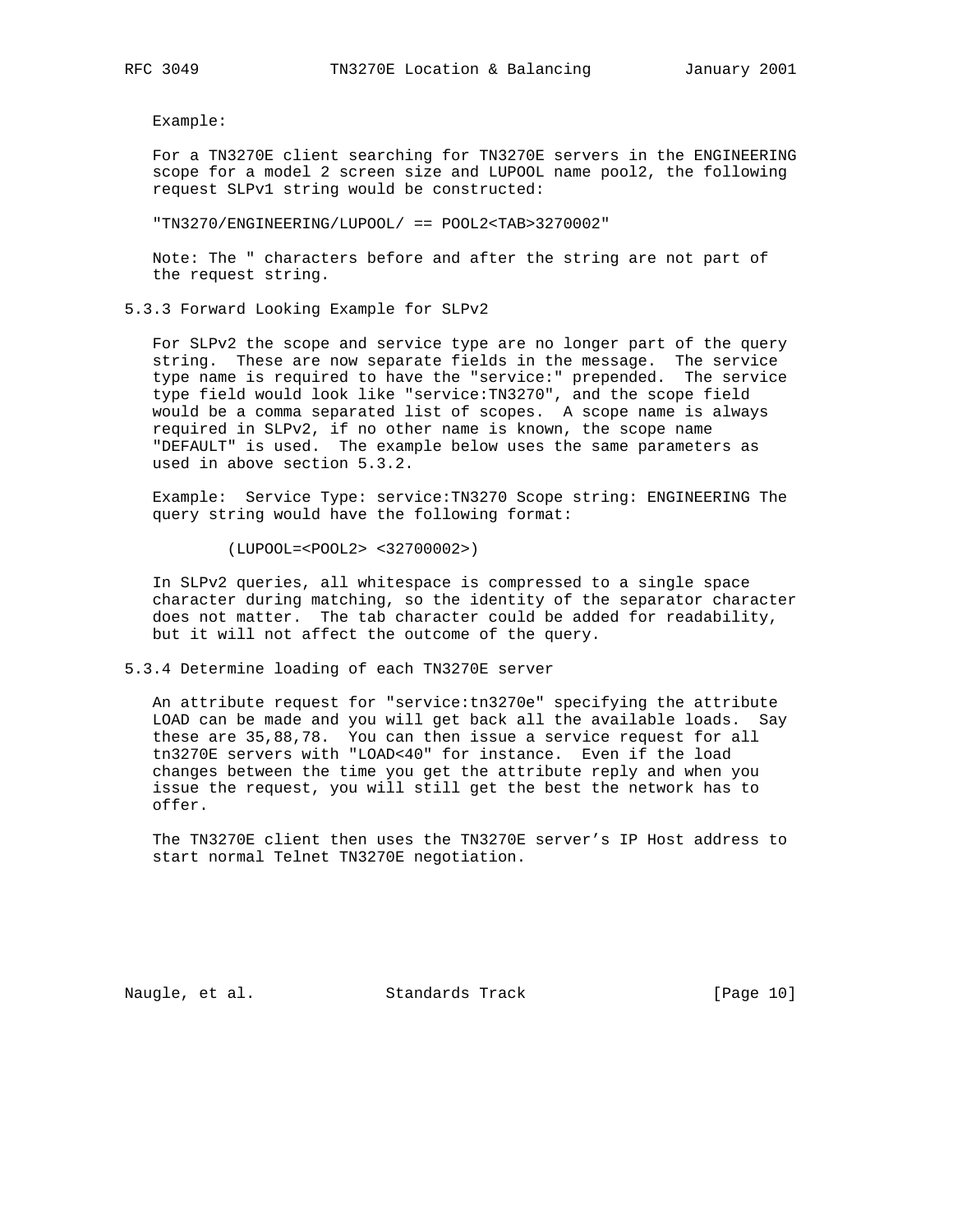Example:

For a TN3270E client searching for TN3270E servers in the ENGINEERING scope for a model 2 screen size and LUPOOL name pool2, the following request SLPv1 string would be constructed:

```
"TN3270/ENGINEERING/LUPOOL/ == POOL2<TAB>3270002"
```

Note: The " characters before and after the string are not part of the request string.

### 5.3.3 Forward Looking Example for SLPv2

For SLPv2 the scope and service type are no longer part of the query string. These are now separate fields in the message. The service type name is required to have the "service:" prepended. The service type field would look like "service:TN3270", and the scope field would be a comma separated list of scopes. A scope name is always required in SLPv2, if no other name is known, the scope name "DEFAULT" is used. The example below uses the same parameters as used in above section 5.3.2.

Example: Service Type: service:TN3270 Scope string: ENGINEERING The query string would have the following format:

```
(LUPOOL=<POOL2> <32700002>)
```

In SLPv2 queries, all whitespace is compressed to a single space character during matching, so the identity of the separator character does not matter. The tab character could be added for readability, but it will not affect the outcome of the query.

### 5.3.4 Determine loading of each TN3270E server

An attribute request for "service:tn3270e" specifying the attribute LOAD can be made and you will get back all the available loads. Say these are 35,88,78. You can then issue a service request for all tn3270E servers with "LOAD<40" for instance. Even if the load changes between the time you get the attribute reply and when you issue the request, you will still get the best the network has to offer.

The TN3270E client then uses the TN3270E server's IP Host address to start normal Telnet TN3270E negotiation.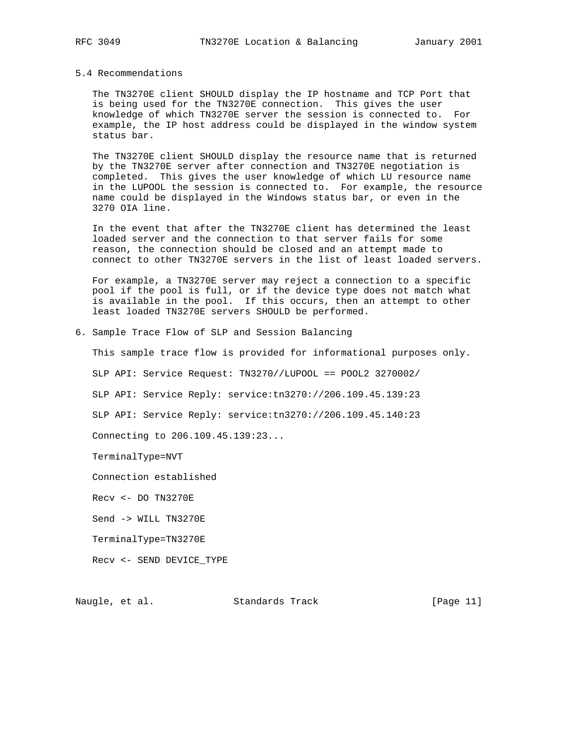### 5.4 Recommendations

The TN3270E client SHOULD display the IP hostname and TCP Port that is being used for the TN3270E connection. This gives the user knowledge of which TN3270E server the session is connected to. For example, the IP host address could be displayed in the window system status bar.

The TN3270E client SHOULD display the resource name that is returned by the TN3270E server after connection and TN3270E negotiation is completed. This gives the user knowledge of which LU resource name in the LUPOOL the session is connected to. For example, the resource name could be displayed in the Windows status bar, or even in the 3270 OIA line.

In the event that after the TN3270E client has determined the least loaded server and the connection to that server fails for some reason, the connection should be closed and an attempt made to connect to other TN3270E servers in the list of least loaded servers.

For example, a TN3270E server may reject a connection to a specific pool if the pool is full, or if the device type does not match what is available in the pool. If this occurs, then an attempt to other least loaded TN3270E servers SHOULD be performed.

## 6. Sample Trace Flow of SLP and Session Balancing

This sample trace flow is provided for informational purposes only.

```
SLP API: Service Request: TN3270//LUPOOL == POOL2 3270002/

SLP API: Service Reply: service:tn3270://206.109.45.139:23

SLP API: Service Reply: service:tn3270://206.109.45.140:23

Connecting to 206.109.45.139:23...

TerminalType=NVT

Connection established

Recv <- DO TN3270E

Send -> WILL TN3270E

TerminalType=TN3270E

Recv <- SEND DEVICE_TYPE
```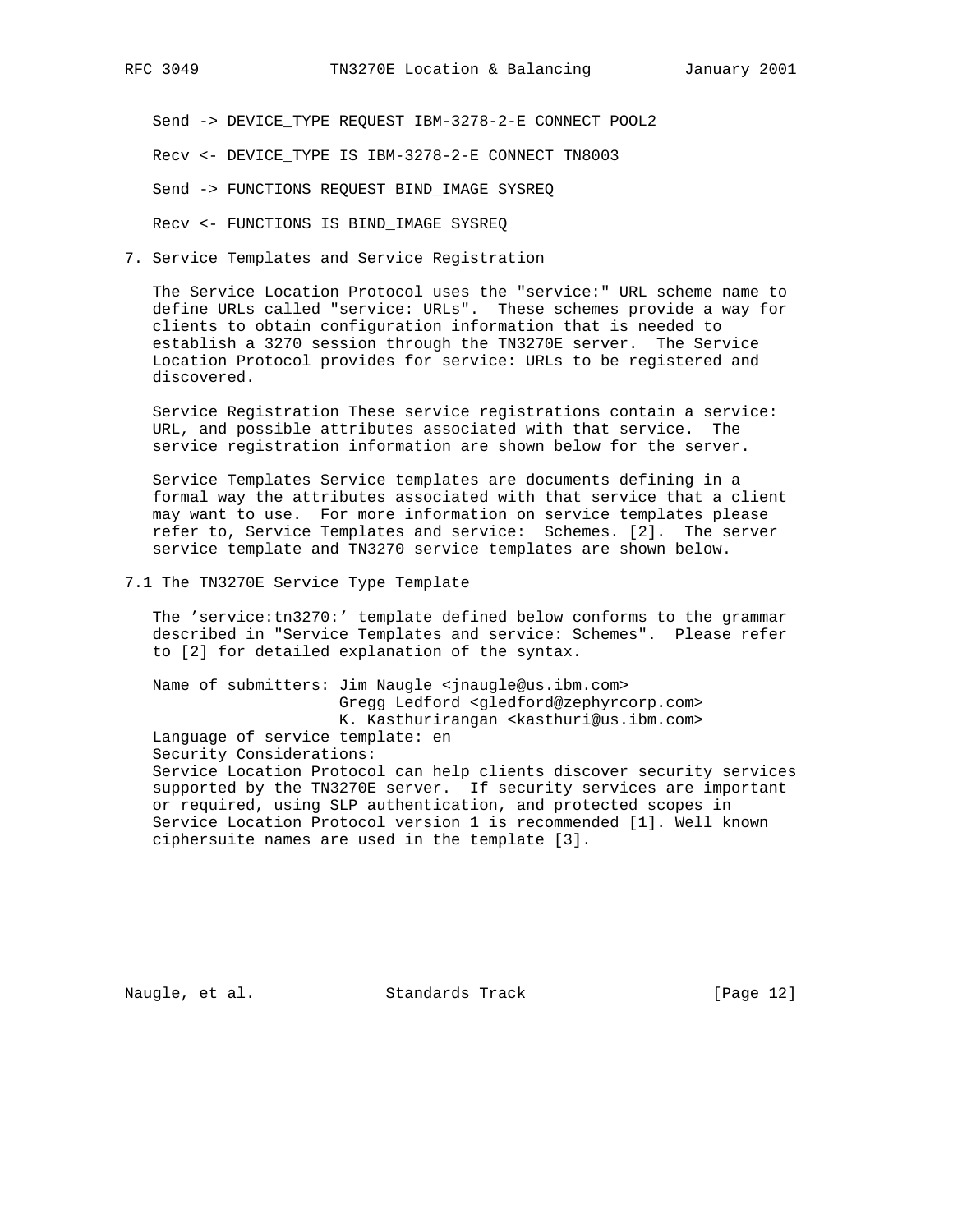```
Send -> DEVICE_TYPE REQUEST IBM-3278-2-E CONNECT POOL2

Recv <- DEVICE_TYPE IS IBM-3278-2-E CONNECT TN8003

Send -> FUNCTIONS REQUEST BIND_IMAGE SYSREQ

Recv <- FUNCTIONS IS BIND_IMAGE SYSREQ
```

## 7. Service Templates and Service Registration

The Service Location Protocol uses the "service:" URL scheme name to define URLs called "service: URLs". These schemes provide a way for clients to obtain configuration information that is needed to establish a 3270 session through the TN3270E server. The Service Location Protocol provides for service: URLs to be registered and discovered.

Service Registration These service registrations contain a service: URL, and possible attributes associated with that service. The service registration information are shown below for the server.

Service Templates Service templates are documents defining in a formal way the attributes associated with that service that a client may want to use. For more information on service templates please refer to, Service Templates and service: Schemes. [2]. The server service template and TN3270 service templates are shown below.

### 7.1 The TN3270E Service Type Template

The 'service:tn3270:' template defined below conforms to the grammar described in "Service Templates and service: Schemes". Please refer to [2] for detailed explanation of the syntax.

```
Name of submitters: Jim Naugle <jnaugle@us.ibm.com>
                    Gregg Ledford <gledford@zephyrcorp.com>
                    K. Kasthurirangan <kasthuri@us.ibm.com>
Language of service template: en
Security Considerations:
Service Location Protocol can help clients discover security services
supported by the TN3270E server.  If security services are important
or required, using SLP authentication, and protected scopes in
Service Location Protocol version 1 is recommended [1]. Well known
ciphersuite names are used in the template [3].
```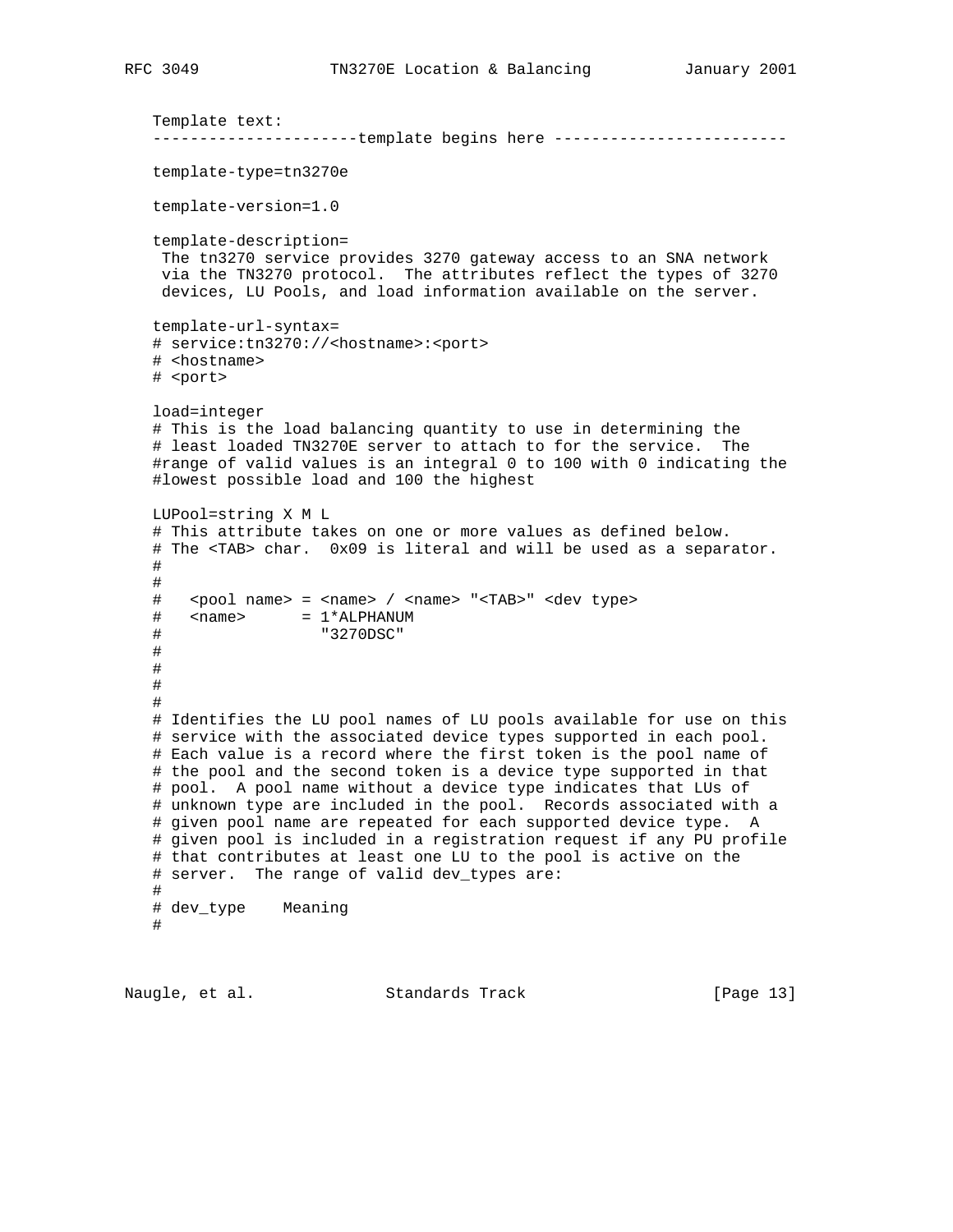Template text:

```
----------------------template begins here -------------------------

template-type=tn3270e

template-version=1.0

template-description=
 The tn3270 service provides 3270 gateway access to an SNA network
 via the TN3270 protocol.  The attributes reflect the types of 3270
 devices, LU Pools, and load information available on the server.

template-url-syntax=
# service:tn3270://<hostname>:<port>
# <hostname>
# <port>

load=integer
# This is the load balancing quantity to use in determining the
# least loaded TN3270E server to attach to for the service.  The
#range of valid values is an integral 0 to 100 with 0 indicating the
#lowest possible load and 100 the highest

LUPool=string X M L
# This attribute takes on one or more values as defined below.
# The <TAB> char.  0x09 is literal and will be used as a separator.
#
#
#   <pool name> = <name> / <name> "<TAB>" <dev type>
#   <name>      = 1*ALPHANUM
#                  "3270DSC"
#
#
#
#
# Identifies the LU pool names of LU pools available for use on this
# service with the associated device types supported in each pool.
# Each value is a record where the first token is the pool name of
# the pool and the second token is a device type supported in that
# pool.  A pool name without a device type indicates that LUs of
# unknown type are included in the pool.  Records associated with a
# given pool name are repeated for each supported device type.  A
# given pool is included in a registration request if any PU profile
# that contributes at least one LU to the pool is active on the
# server.  The range of valid dev_types are:
#
# dev_type    Meaning
#
```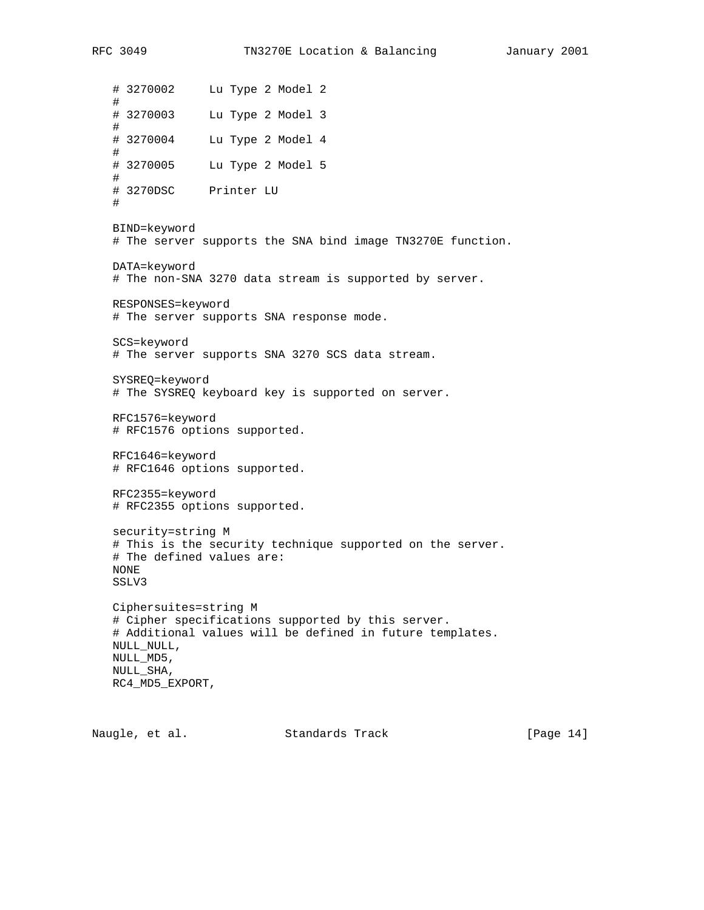```
# 3270002     Lu Type 2 Model 2
#
# 3270003     Lu Type 2 Model 3
#
# 3270004     Lu Type 2 Model 4
#
# 3270005     Lu Type 2 Model 5
#
# 3270DSC     Printer LU
#

BIND=keyword
# The server supports the SNA bind image TN3270E function.

DATA=keyword
# The non-SNA 3270 data stream is supported by server.

RESPONSES=keyword
# The server supports SNA response mode.

SCS=keyword
# The server supports SNA 3270 SCS data stream.

SYSREQ=keyword
# The SYSREQ keyboard key is supported on server.

RFC1576=keyword
# RFC1576 options supported.

RFC1646=keyword
# RFC1646 options supported.

RFC2355=keyword
# RFC2355 options supported.

security=string M
# This is the security technique supported on the server.
# The defined values are:
NONE
SSLV3

Ciphersuites=string M
# Cipher specifications supported by this server.
# Additional values will be defined in future templates.
NULL_NULL,
NULL_MD5,
NULL_SHA,
RC4_MD5_EXPORT,
```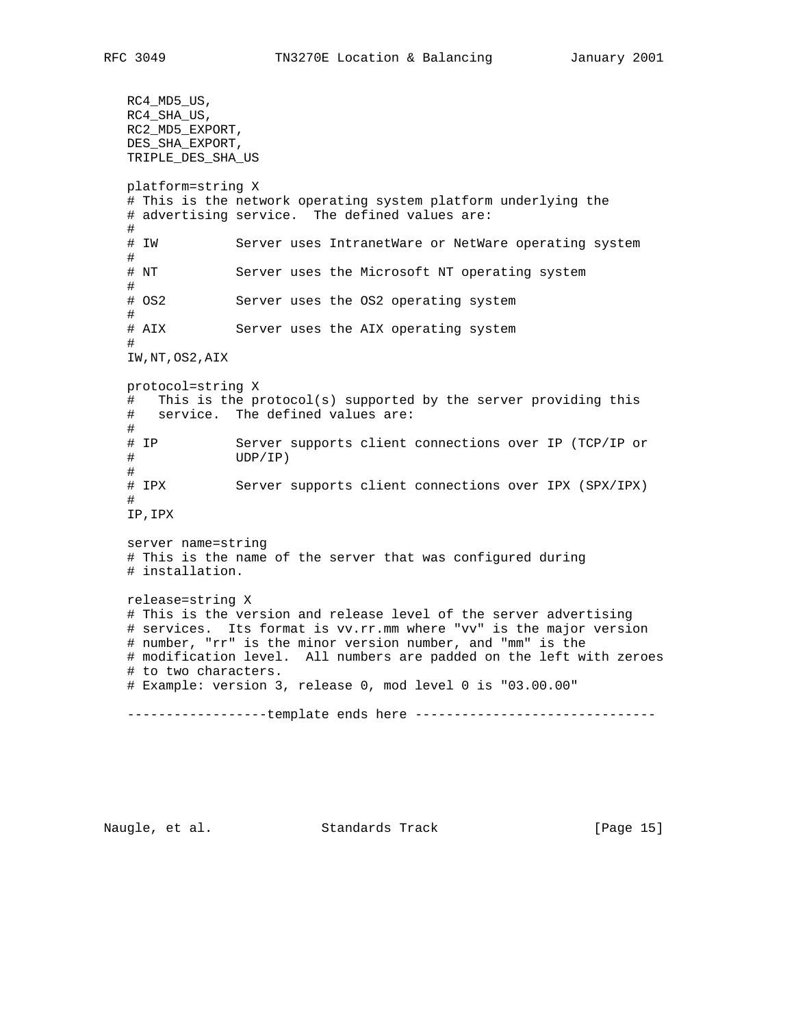```
   RC4_MD5_US,
   RC4_SHA_US,
   RC2_MD5_EXPORT,
   DES_SHA_EXPORT,
   TRIPLE_DES_SHA_US

   platform=string X
   # This is the network operating system platform underlying the
   # advertising service.  The defined values are:
   #
   # IW          Server uses IntranetWare or NetWare operating system
   #
   # NT          Server uses the Microsoft NT operating system
   #
   # OS2         Server uses the OS2 operating system
   #
   # AIX         Server uses the AIX operating system
   #
   IW,NT,OS2,AIX

   protocol=string X
   #   This is the protocol(s) supported by the server providing this
   #   service.  The defined values are:
   #
   # IP          Server supports client connections over IP (TCP/IP or
   #             UDP/IP)
   #
   # IPX         Server supports client connections over IPX (SPX/IPX)
   #
   IP,IPX

   server name=string
   # This is the name of the server that was configured during
   # installation.

   release=string X
   # This is the version and release level of the server advertising
   # services.  Its format is vv.rr.mm where "vv" is the major version
   # number, "rr" is the minor version number, and "mm" is the
   # modification level.  All numbers are padded on the left with zeroes
   # to two characters.
   # Example: version 3, release 0, mod level 0 is "03.00.00"

   ------------------template ends here -------------------------------
```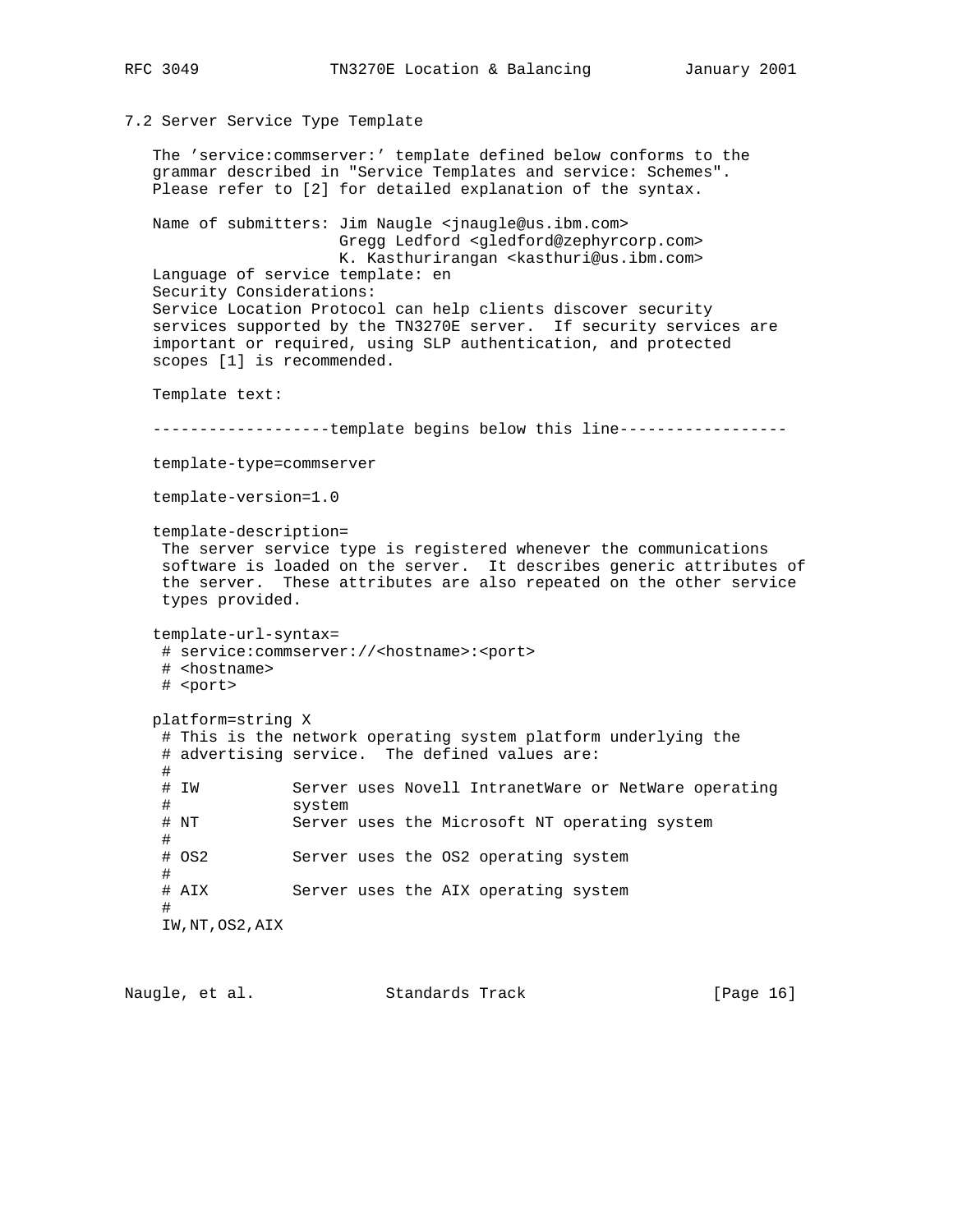## 7.2 Server Service Type Template

The 'service:commserver:' template defined below conforms to the grammar described in "Service Templates and service: Schemes". Please refer to [2] for detailed explanation of the syntax.

Name of submitters: Jim Naugle <jnaugle@us.ibm.com>
                    Gregg Ledford <gledford@zephyrcorp.com>
                    K. Kasthurirangan <kasthuri@us.ibm.com>
Language of service template: en
Security Considerations:
Service Location Protocol can help clients discover security services supported by the TN3270E server. If security services are important or required, using SLP authentication, and protected scopes [1] is recommended.

Template text:

```
-------------------template begins below this line------------------

template-type=commserver

template-version=1.0

template-description=
 The server service type is registered whenever the communications
 software is loaded on the server.  It describes generic attributes of
 the server.  These attributes are also repeated on the other service
 types provided.

template-url-syntax=
 # service:commserver://<hostname>:<port>
 # <hostname>
 # <port>

platform=string X
 # This is the network operating system platform underlying the
 # advertising service.  The defined values are:
 #
 # IW          Server uses Novell IntranetWare or NetWare operating
 #             system
 # NT          Server uses the Microsoft NT operating system
 #
 # OS2         Server uses the OS2 operating system
 #
 # AIX         Server uses the AIX operating system
 #
 IW,NT,OS2,AIX
```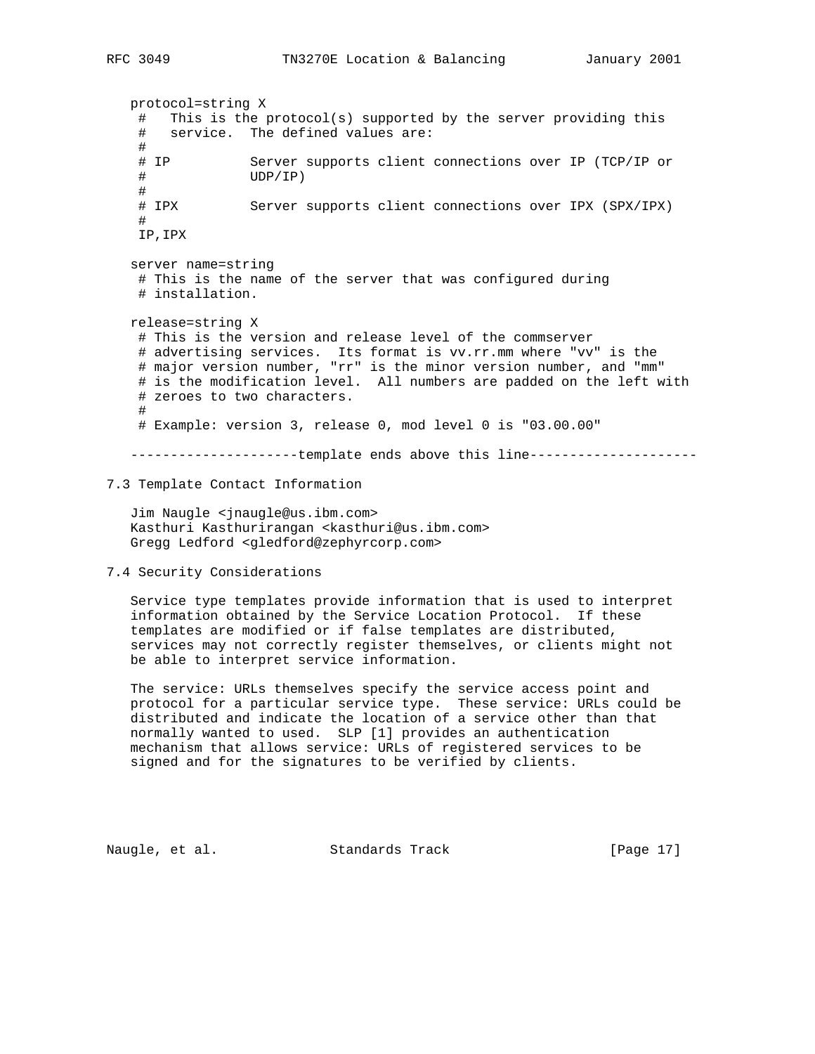```
protocol=string X
 #   This is the protocol(s) supported by the server providing this
 #   service.  The defined values are:
 #
 # IP          Server supports client connections over IP (TCP/IP or
 #             UDP/IP)
 #
 # IPX         Server supports client connections over IPX (SPX/IPX)
 #
 IP,IPX

server name=string
 # This is the name of the server that was configured during
 # installation.

release=string X
 # This is the version and release level of the commserver
 # advertising services.  Its format is vv.rr.mm where "vv" is the
 # major version number, "rr" is the minor version number, and "mm"
 # is the modification level.  All numbers are padded on the left with
 # zeroes to two characters.
 #
 # Example: version 3, release 0, mod level 0 is "03.00.00"

---------------------template ends above this line---------------------
```

## 7.3 Template Contact Information

Jim Naugle <jnaugle@us.ibm.com>
Kasthuri Kasthurirangan <kasthuri@us.ibm.com>
Gregg Ledford <gledford@zephyrcorp.com>

## 7.4 Security Considerations

Service type templates provide information that is used to interpret information obtained by the Service Location Protocol. If these templates are modified or if false templates are distributed, services may not correctly register themselves, or clients might not be able to interpret service information.

The service: URLs themselves specify the service access point and protocol for a particular service type. These service: URLs could be distributed and indicate the location of a service other than that normally wanted to used. SLP [1] provides an authentication mechanism that allows service: URLs of registered services to be signed and for the signatures to be verified by clients.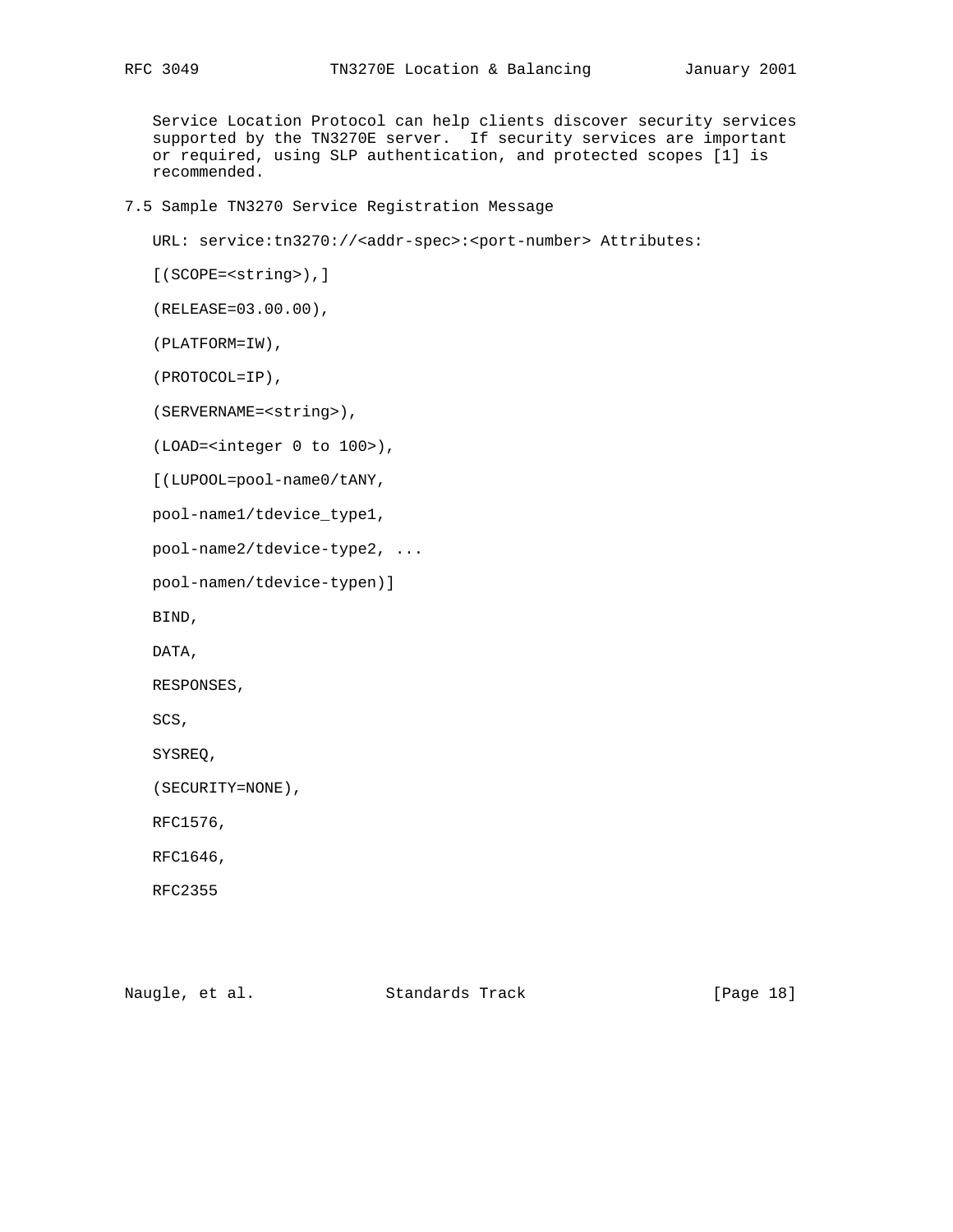Service Location Protocol can help clients discover security services supported by the TN3270E server. If security services are important or required, using SLP authentication, and protected scopes [1] is recommended.

### 7.5 Sample TN3270 Service Registration Message

```
URL: service:tn3270://<addr-spec>:<port-number> Attributes:

[(SCOPE=<string>),]

(RELEASE=03.00.00),

(PLATFORM=IW),

(PROTOCOL=IP),

(SERVERNAME=<string>),

(LOAD=<integer 0 to 100>),

[(LUPOOL=pool-name0/tANY,

pool-name1/tdevice_type1,

pool-name2/tdevice-type2, ...

pool-namen/tdevice-typen)]

BIND,

DATA,

RESPONSES,

SCS,

SYSREQ,

(SECURITY=NONE),

RFC1576,

RFC1646,

RFC2355
```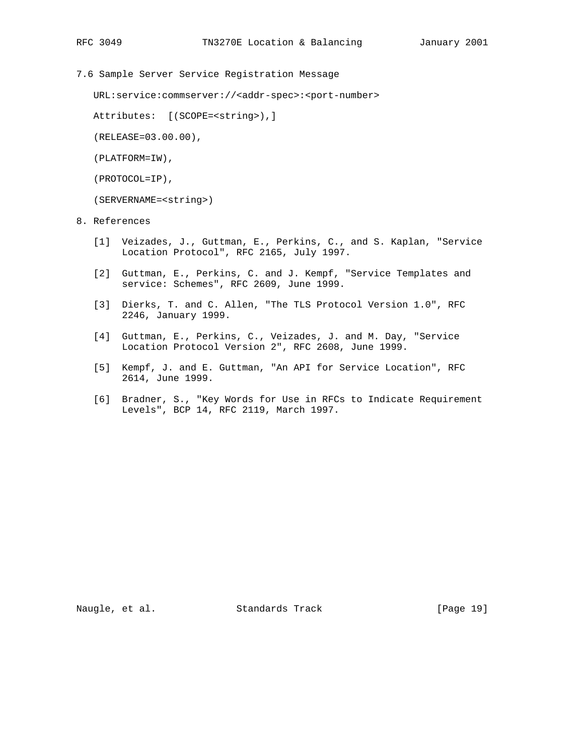## 7.6 Sample Server Service Registration Message

```
URL:service:commserver://<addr-spec>:<port-number>

Attributes:  [(SCOPE=<string>),]

(RELEASE=03.00.00),

(PLATFORM=IW),

(PROTOCOL=IP),

(SERVERNAME=<string>)
```

## 8. References

[1] Veizades, J., Guttman, E., Perkins, C., and S. Kaplan, "Service Location Protocol", RFC 2165, July 1997.

[2] Guttman, E., Perkins, C. and J. Kempf, "Service Templates and service: Schemes", RFC 2609, June 1999.

[3] Dierks, T. and C. Allen, "The TLS Protocol Version 1.0", RFC 2246, January 1999.

[4] Guttman, E., Perkins, C., Veizades, J. and M. Day, "Service Location Protocol Version 2", RFC 2608, June 1999.

[5] Kempf, J. and E. Guttman, "An API for Service Location", RFC 2614, June 1999.

[6] Bradner, S., "Key Words for Use in RFCs to Indicate Requirement Levels", BCP 14, RFC 2119, March 1997.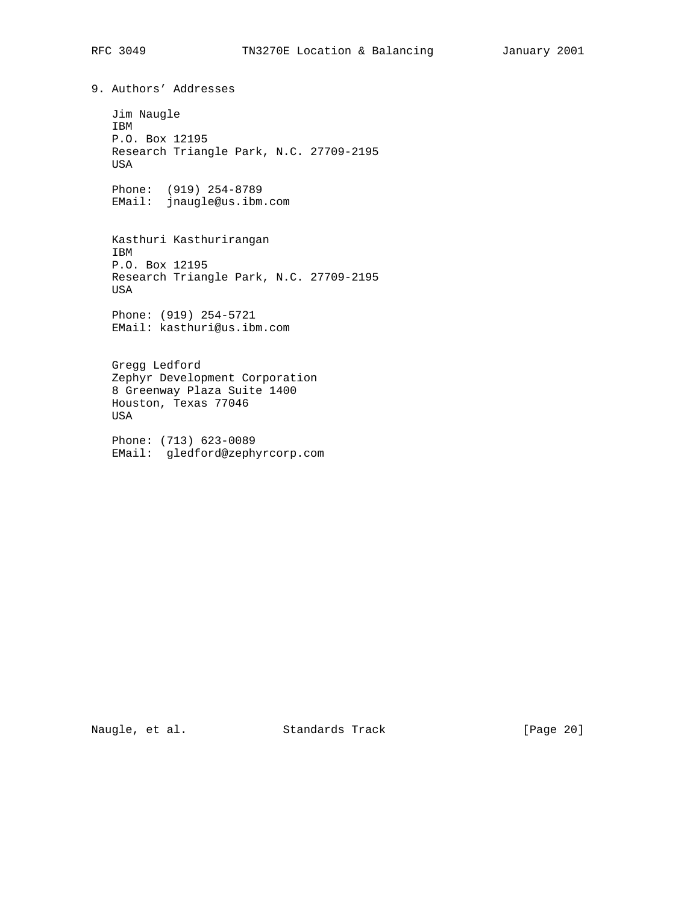## 9. Authors' Addresses

Jim Naugle
IBM
P.O. Box 12195
Research Triangle Park, N.C. 27709-2195
USA

Phone: (919) 254-8789
EMail: jnaugle@us.ibm.com

Kasthuri Kasthurirangan
IBM
P.O. Box 12195
Research Triangle Park, N.C. 27709-2195
USA

Phone: (919) 254-5721
EMail: kasthuri@us.ibm.com

Gregg Ledford
Zephyr Development Corporation
8 Greenway Plaza Suite 1400
Houston, Texas 77046
USA

Phone: (713) 623-0089
EMail: gledford@zephyrcorp.com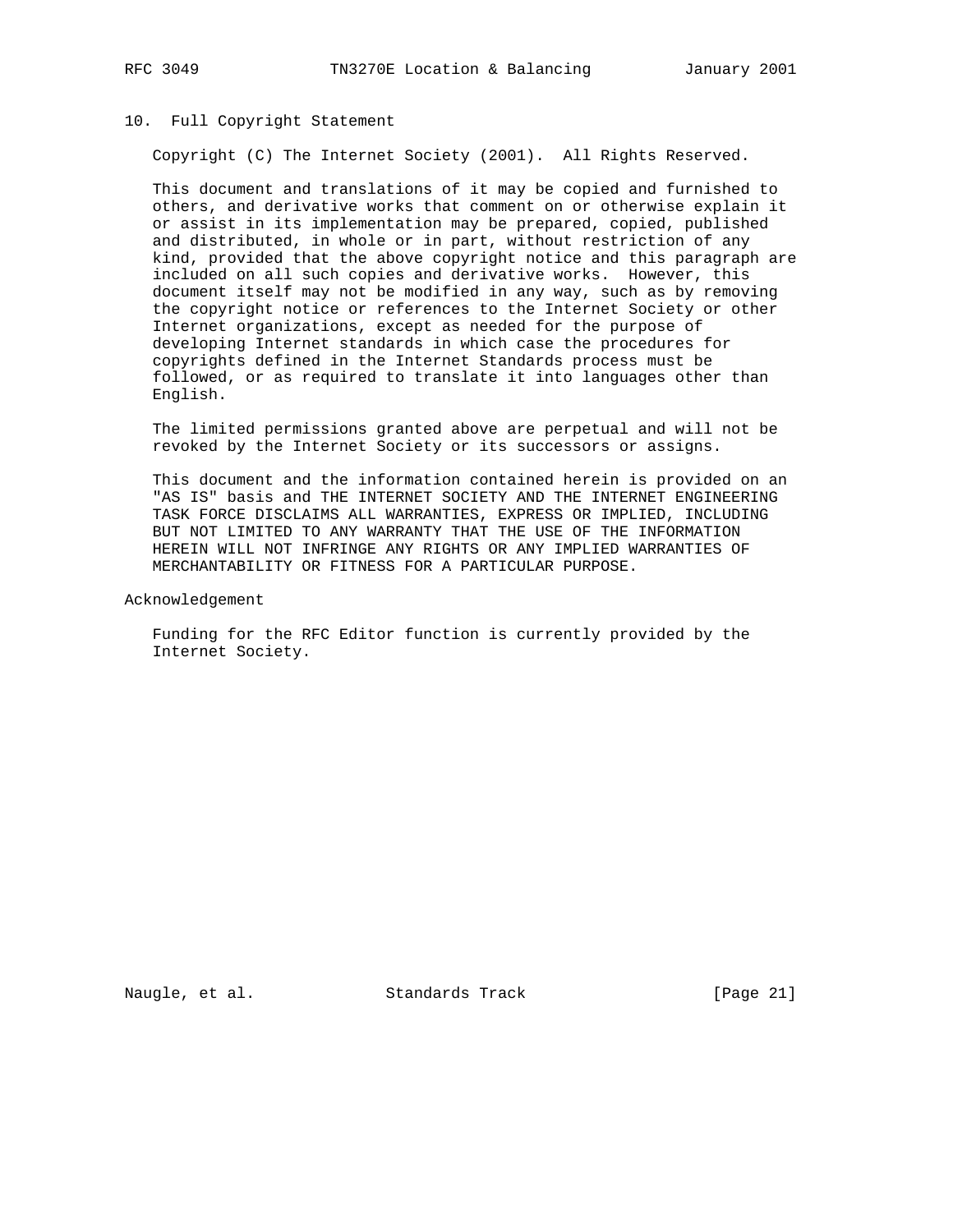## 10. Full Copyright Statement

Copyright (C) The Internet Society (2001). All Rights Reserved.

This document and translations of it may be copied and furnished to others, and derivative works that comment on or otherwise explain it or assist in its implementation may be prepared, copied, published and distributed, in whole or in part, without restriction of any kind, provided that the above copyright notice and this paragraph are included on all such copies and derivative works. However, this document itself may not be modified in any way, such as by removing the copyright notice or references to the Internet Society or other Internet organizations, except as needed for the purpose of developing Internet standards in which case the procedures for copyrights defined in the Internet Standards process must be followed, or as required to translate it into languages other than English.

The limited permissions granted above are perpetual and will not be revoked by the Internet Society or its successors or assigns.

This document and the information contained herein is provided on an "AS IS" basis and THE INTERNET SOCIETY AND THE INTERNET ENGINEERING TASK FORCE DISCLAIMS ALL WARRANTIES, EXPRESS OR IMPLIED, INCLUDING BUT NOT LIMITED TO ANY WARRANTY THAT THE USE OF THE INFORMATION HEREIN WILL NOT INFRINGE ANY RIGHTS OR ANY IMPLIED WARRANTIES OF MERCHANTABILITY OR FITNESS FOR A PARTICULAR PURPOSE.

## Acknowledgement

Funding for the RFC Editor function is currently provided by the Internet Society.